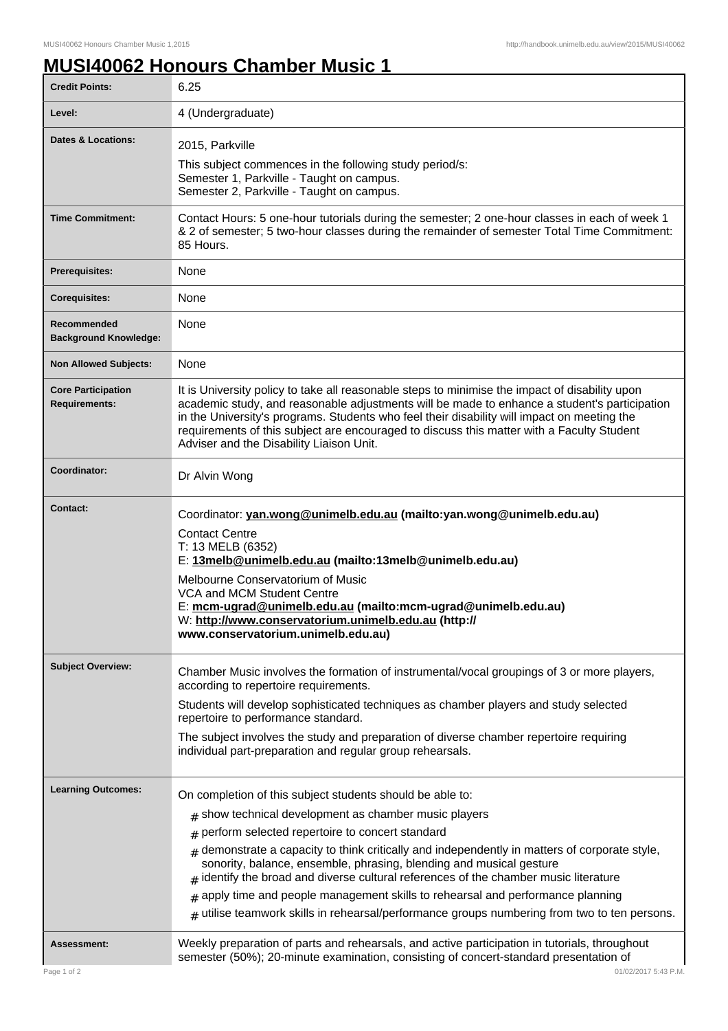# MUSI40062 Honours Chamber Music 1

| | |
|---|---|
| **Credit Points:** | 6.25 |
| **Level:** | 4 (Undergraduate) |
| **Dates & Locations:** | 2015, Parkville<br>This subject commences in the following study period/s:<br>Semester 1, Parkville - Taught on campus.<br>Semester 2, Parkville - Taught on campus. |
| **Time Commitment:** | Contact Hours: 5 one-hour tutorials during the semester; 2 one-hour classes in each of week 1 & 2 of semester; 5 two-hour classes during the remainder of semester Total Time Commitment: 85 Hours. |
| **Prerequisites:** | None |
| **Corequisites:** | None |
| **Recommended Background Knowledge:** | None |
| **Non Allowed Subjects:** | None |
| **Core Participation Requirements:** | It is University policy to take all reasonable steps to minimise the impact of disability upon academic study, and reasonable adjustments will be made to enhance a student's participation in the University's programs. Students who feel their disability will impact on meeting the requirements of this subject are encouraged to discuss this matter with a Faculty Student Adviser and the Disability Liaison Unit. |
| **Coordinator:** | Dr Alvin Wong |
| **Contact:** | Coordinator: **yan.wong@unimelb.edu.au (mailto:yan.wong@unimelb.edu.au)**<br>Contact Centre<br>T: 13 MELB (6352)<br>E: **13melb@unimelb.edu.au (mailto:13melb@unimelb.edu.au)**<br>Melbourne Conservatorium of Music<br>VCA and MCM Student Centre<br>E: **mcm-ugrad@unimelb.edu.au (mailto:mcm-ugrad@unimelb.edu.au)**<br>W: **http://www.conservatorium.unimelb.edu.au (http://www.conservatorium.unimelb.edu.au)** |
| **Subject Overview:** | Chamber Music involves the formation of instrumental/vocal groupings of 3 or more players, according to repertoire requirements.<br>Students will develop sophisticated techniques as chamber players and study selected repertoire to performance standard.<br>The subject involves the study and preparation of diverse chamber repertoire requiring individual part-preparation and regular group rehearsals. |
| **Learning Outcomes:** | On completion of this subject students should be able to:<br># show technical development as chamber music players<br># perform selected repertoire to concert standard<br># demonstrate a capacity to think critically and independently in matters of corporate style, sonority, balance, ensemble, phrasing, blending and musical gesture<br># identify the broad and diverse cultural references of the chamber music literature<br># apply time and people management skills to rehearsal and performance planning<br># utilise teamwork skills in rehearsal/performance groups numbering from two to ten persons. |
| **Assessment:** | Weekly preparation of parts and rehearsals, and active participation in tutorials, throughout semester (50%); 20-minute examination, consisting of concert-standard presentation of |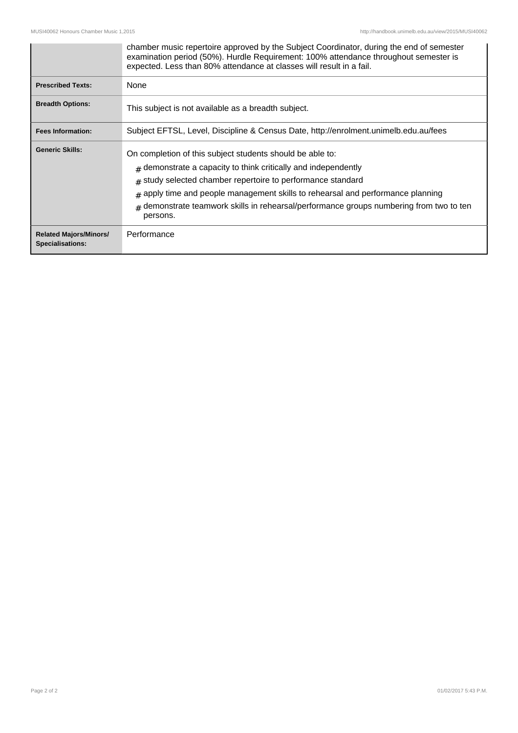| | |
|---|---|
| | chamber music repertoire approved by the Subject Coordinator, during the end of semester examination period (50%). Hurdle Requirement: 100% attendance throughout semester is expected. Less than 80% attendance at classes will result in a fail. |
| **Prescribed Texts:** | None |
| **Breadth Options:** | This subject is not available as a breadth subject. |
| **Fees Information:** | Subject EFTSL, Level, Discipline & Census Date, http://enrolment.unimelb.edu.au/fees |
| **Generic Skills:** | On completion of this subject students should be able to:<br># demonstrate a capacity to think critically and independently<br># study selected chamber repertoire to performance standard<br># apply time and people management skills to rehearsal and performance planning<br># demonstrate teamwork skills in rehearsal/performance groups numbering from two to ten persons. |
| **Related Majors/Minors/ Specialisations:** | Performance |